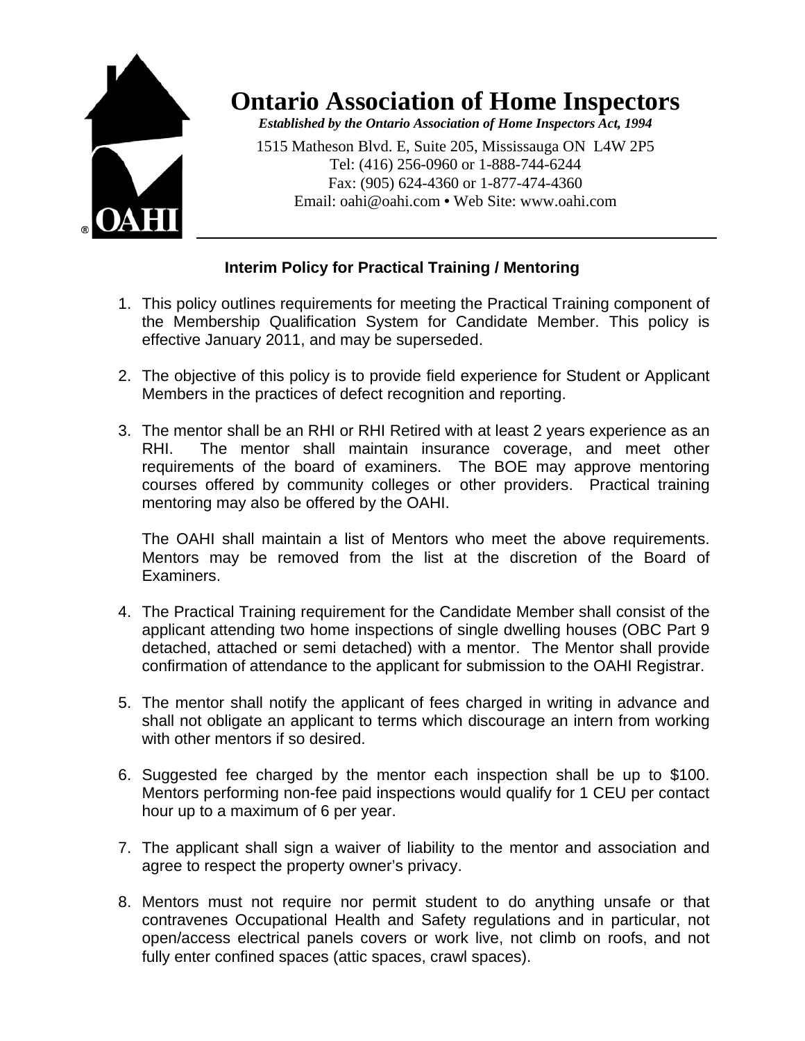# Ontario Association of Home Inspectors

*Established by the Ontario Association of Home Inspectors Act, 1994*

1515 Matheson Blvd. E, Suite 205, Mississauga ON L4W 2P5
Tel: (416) 256-0960 or 1-888-744-6244
Fax: (905) 624-4360 or 1-877-474-4360
Email: oahi@oahi.com • Web Site: www.oahi.com

## Interim Policy for Practical Training / Mentoring

1. This policy outlines requirements for meeting the Practical Training component of the Membership Qualification System for Candidate Member. This policy is effective January 2011, and may be superseded.

2. The objective of this policy is to provide field experience for Student or Applicant Members in the practices of defect recognition and reporting.

3. The mentor shall be an RHI or RHI Retired with at least 2 years experience as an RHI. The mentor shall maintain insurance coverage, and meet other requirements of the board of examiners. The BOE may approve mentoring courses offered by community colleges or other providers. Practical training mentoring may also be offered by the OAHI.

   The OAHI shall maintain a list of Mentors who meet the above requirements. Mentors may be removed from the list at the discretion of the Board of Examiners.

4. The Practical Training requirement for the Candidate Member shall consist of the applicant attending two home inspections of single dwelling houses (OBC Part 9 detached, attached or semi detached) with a mentor. The Mentor shall provide confirmation of attendance to the applicant for submission to the OAHI Registrar.

5. The mentor shall notify the applicant of fees charged in writing in advance and shall not obligate an applicant to terms which discourage an intern from working with other mentors if so desired.

6. Suggested fee charged by the mentor each inspection shall be up to $100. Mentors performing non-fee paid inspections would qualify for 1 CEU per contact hour up to a maximum of 6 per year.

7. The applicant shall sign a waiver of liability to the mentor and association and agree to respect the property owner's privacy.

8. Mentors must not require nor permit student to do anything unsafe or that contravenes Occupational Health and Safety regulations and in particular, not open/access electrical panels covers or work live, not climb on roofs, and not fully enter confined spaces (attic spaces, crawl spaces).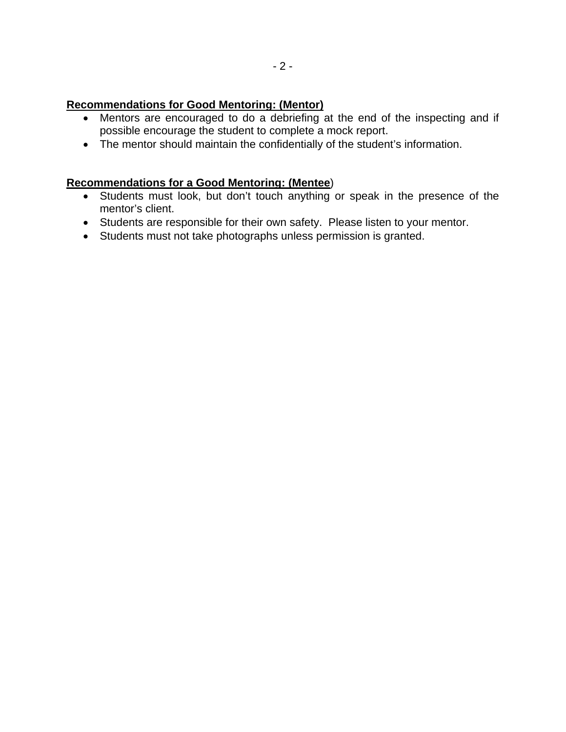**Recommendations for Good Mentoring: (Mentor)**

- Mentors are encouraged to do a debriefing at the end of the inspecting and if possible encourage the student to complete a mock report.
- The mentor should maintain the confidentially of the student's information.

**Recommendations for a Good Mentoring: (Mentee)**

- Students must look, but don't touch anything or speak in the presence of the mentor's client.
- Students are responsible for their own safety. Please listen to your mentor.
- Students must not take photographs unless permission is granted.